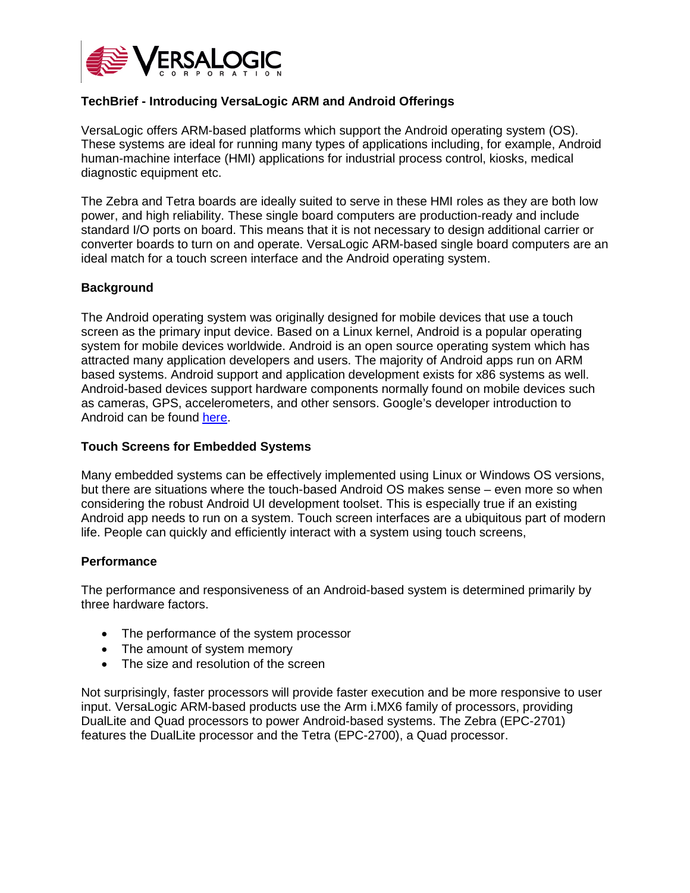# TechBrief - Introducing VersaLogic ARM and Android Offerings

VersaLogic offers ARM-based platforms which support the Android operating system (OS). These systems are ideal for running many types of applications including, for example, Android human-machine interface (HMI) applications for industrial process control, kiosks, medical diagnostic equipment etc.

The Zebra and Tetra boards are ideally suited to serve in these HMI roles as they are both low power, and high reliability. These single board computers are production-ready and include standard I/O ports on board. This means that it is not necessary to design additional carrier or converter boards to turn on and operate. VersaLogic ARM-based single board computers are an ideal match for a touch screen interface and the Android operating system.

## Background

The Android operating system was originally designed for mobile devices that use a touch screen as the primary input device. Based on a Linux kernel, Android is a popular operating system for mobile devices worldwide. Android is an open source operating system which has attracted many application developers and users. The majority of Android apps run on ARM based systems. Android support and application development exists for x86 systems as well. Android-based devices support hardware components normally found on mobile devices such as cameras, GPS, accelerometers, and other sensors. Google's developer introduction to Android can be found here.

## Touch Screens for Embedded Systems

Many embedded systems can be effectively implemented using Linux or Windows OS versions, but there are situations where the touch-based Android OS makes sense – even more so when considering the robust Android UI development toolset. This is especially true if an existing Android app needs to run on a system. Touch screen interfaces are a ubiquitous part of modern life. People can quickly and efficiently interact with a system using touch screens,

## Performance

The performance and responsiveness of an Android-based system is determined primarily by three hardware factors.

- The performance of the system processor
- The amount of system memory
- The size and resolution of the screen

Not surprisingly, faster processors will provide faster execution and be more responsive to user input. VersaLogic ARM-based products use the Arm i.MX6 family of processors, providing DualLite and Quad processors to power Android-based systems. The Zebra (EPC-2701) features the DualLite processor and the Tetra (EPC-2700), a Quad processor.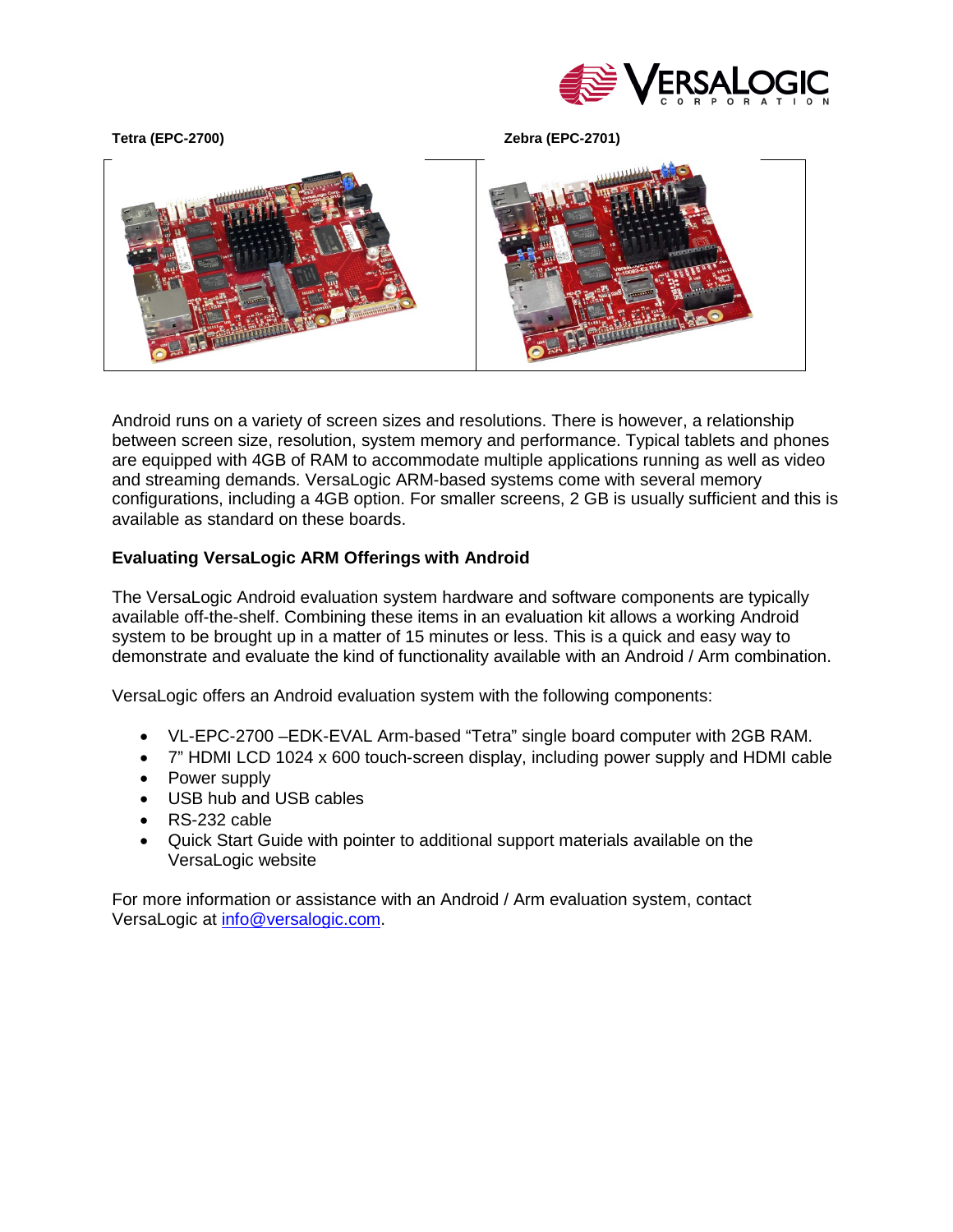**Tetra (EPC-2700)**

**Zebra (EPC-2701)**

Android runs on a variety of screen sizes and resolutions. There is however, a relationship between screen size, resolution, system memory and performance. Typical tablets and phones are equipped with 4GB of RAM to accommodate multiple applications running as well as video and streaming demands. VersaLogic ARM-based systems come with several memory configurations, including a 4GB option. For smaller screens, 2 GB is usually sufficient and this is available as standard on these boards.

### Evaluating VersaLogic ARM Offerings with Android

The VersaLogic Android evaluation system hardware and software components are typically available off-the-shelf. Combining these items in an evaluation kit allows a working Android system to be brought up in a matter of 15 minutes or less. This is a quick and easy way to demonstrate and evaluate the kind of functionality available with an Android / Arm combination.

VersaLogic offers an Android evaluation system with the following components:

- VL-EPC-2700 –EDK-EVAL Arm-based “Tetra” single board computer with 2GB RAM.
- 7” HDMI LCD 1024 x 600 touch-screen display, including power supply and HDMI cable
- Power supply
- USB hub and USB cables
- RS-232 cable
- Quick Start Guide with pointer to additional support materials available on the VersaLogic website

For more information or assistance with an Android / Arm evaluation system, contact VersaLogic at info@versalogic.com.